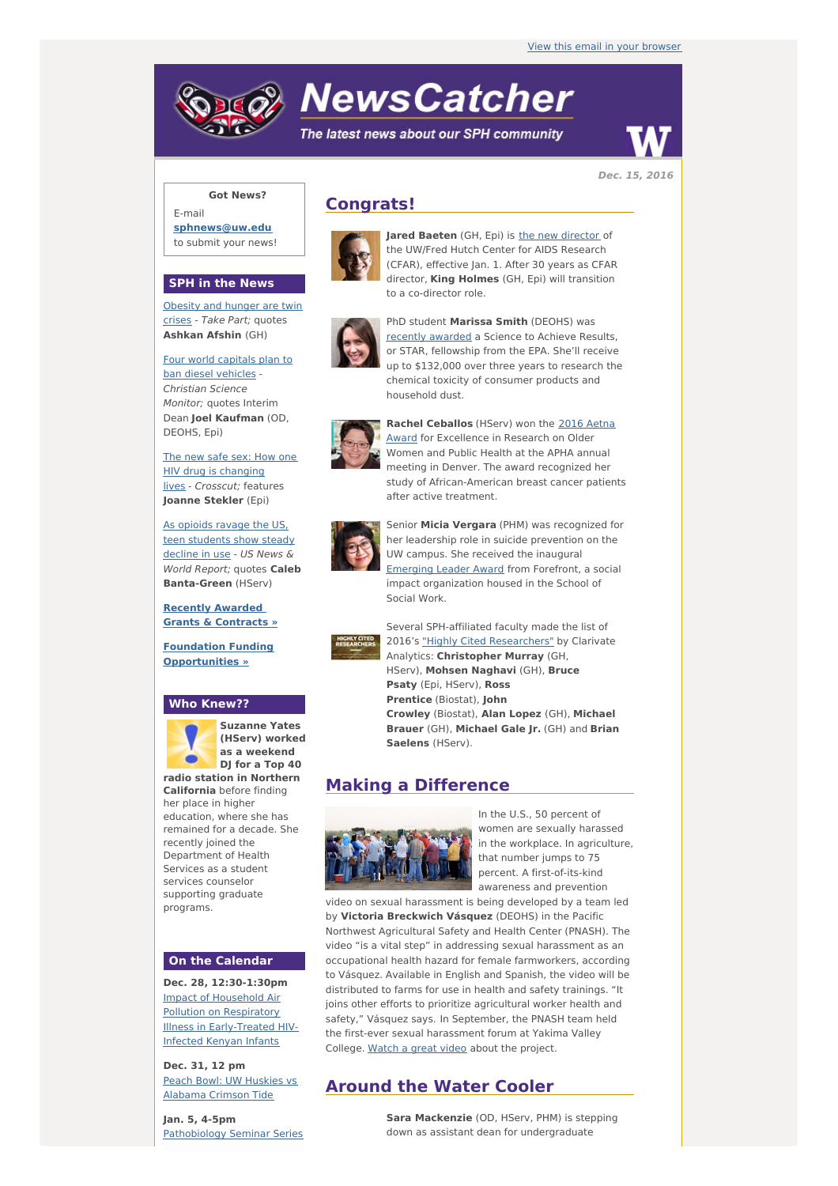View this email in your browser

# NewsCatcher

*The latest news about our SPH community*

**Dec. 15, 2016**

**Got News?**

E-mail **sphnews@uw.edu** to submit your news!

## SPH in the News

Obesity and hunger are twin crises - *Take Part;* quotes **Ashkan Afshin** (GH)

Four world capitals plan to ban diesel vehicles - *Christian Science Monitor;* quotes Interim Dean **Joel Kaufman** (OD, DEOHS, Epi)

The new safe sex: How one HIV drug is changing lives - *Crosscut;* features **Joanne Stekler** (Epi)

As opioids ravage the US, teen students show steady decline in use - *US News & World Report;* quotes **Caleb Banta-Green** (HServ)

**Recently Awarded Grants & Contracts »**

**Foundation Funding Opportunities »**

## Who Knew??

**Suzanne Yates (HServ) worked as a weekend DJ for a Top 40 radio station in Northern California** before finding her place in higher education, where she has remained for a decade. She recently joined the Department of Health Services as a student services counselor supporting graduate programs.

## On the Calendar

**Dec. 28, 12:30-1:30pm**
Impact of Household Air Pollution on Respiratory Illness in Early-Treated HIV-Infected Kenyan Infants

**Dec. 31, 12 pm**
Peach Bowl: UW Huskies vs Alabama Crimson Tide

**Jan. 5, 4-5pm**
Pathobiology Seminar Series

## Congrats!

**Jared Baeten** (GH, Epi) is the new director of the UW/Fred Hutch Center for AIDS Research (CFAR), effective Jan. 1. After 30 years as CFAR director, **King Holmes** (GH, Epi) will transition to a co-director role.

PhD student **Marissa Smith** (DEOHS) was recently awarded a Science to Achieve Results, or STAR, fellowship from the EPA. She'll receive up to $132,000 over three years to research the chemical toxicity of consumer products and household dust.

**Rachel Ceballos** (HServ) won the 2016 Aetna Award for Excellence in Research on Older Women and Public Health at the APHA annual meeting in Denver. The award recognized her study of African-American breast cancer patients after active treatment.

Senior **Micia Vergara** (PHM) was recognized for her leadership role in suicide prevention on the UW campus. She received the inaugural Emerging Leader Award from Forefront, a social impact organization housed in the School of Social Work.

Several SPH-affiliated faculty made the list of 2016's "Highly Cited Researchers" by Clarivate Analytics: **Christopher Murray** (GH, HServ), **Mohsen Naghavi** (GH), **Bruce Psaty** (Epi, HServ), **Ross Prentice** (Biostat), **John Crowley** (Biostat), **Alan Lopez** (GH), **Michael Brauer** (GH), **Michael Gale Jr.** (GH) and **Brian Saelens** (HServ).

## Making a Difference

In the U.S., 50 percent of women are sexually harassed in the workplace. In agriculture, that number jumps to 75 percent. A first-of-its-kind awareness and prevention video on sexual harassment is being developed by a team led by **Victoria Breckwich Vásquez** (DEOHS) in the Pacific Northwest Agricultural Safety and Health Center (PNASH). The video "is a vital step" in addressing sexual harassment as an occupational health hazard for female farmworkers, according to Vásquez. Available in English and Spanish, the video will be distributed to farms for use in health and safety trainings. "It joins other efforts to prioritize agricultural worker health and safety," Vásquez says. In September, the PNASH team held the first-ever sexual harassment forum at Yakima Valley College. Watch a great video about the project.

## Around the Water Cooler

**Sara Mackenzie** (OD, HServ, PHM) is stepping down as assistant dean for undergraduate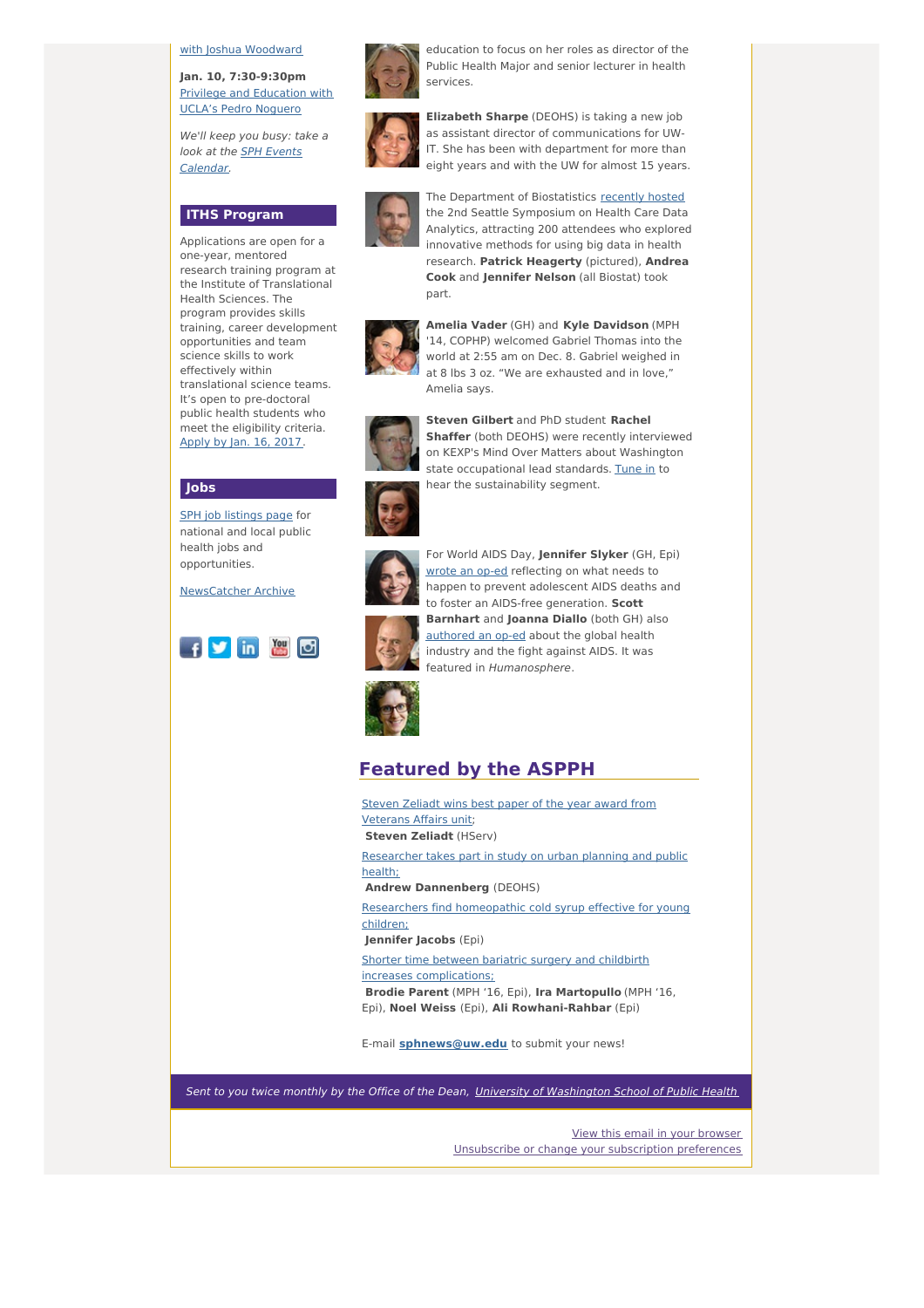with Joshua Woodward

**Jan. 10, 7:30-9:30pm**
Privilege and Education with UCLA's Pedro Noguero

*We'll keep you busy: take a look at the SPH Events Calendar.*

## ITHS Program

Applications are open for a one-year, mentored research training program at the Institute of Translational Health Sciences. The program provides skills training, career development opportunities and team science skills to work effectively within translational science teams. It's open to pre-doctoral public health students who meet the eligibility criteria. Apply by Jan. 16, 2017.

## Jobs

SPH job listings page for national and local public health jobs and opportunities.

NewsCatcher Archive

education to focus on her roles as director of the Public Health Major and senior lecturer in health services.

**Elizabeth Sharpe** (DEOHS) is taking a new job as assistant director of communications for UW-IT. She has been with department for more than eight years and with the UW for almost 15 years.

The Department of Biostatistics recently hosted the 2nd Seattle Symposium on Health Care Data Analytics, attracting 200 attendees who explored innovative methods for using big data in health research. **Patrick Heagerty** (pictured), **Andrea Cook** and **Jennifer Nelson** (all Biostat) took part.

**Amelia Vader** (GH) and **Kyle Davidson** (MPH '14, COPHP) welcomed Gabriel Thomas into the world at 2:55 am on Dec. 8. Gabriel weighed in at 8 lbs 3 oz. "We are exhausted and in love," Amelia says.

**Steven Gilbert** and PhD student **Rachel Shaffer** (both DEOHS) were recently interviewed on KEXP's Mind Over Matters about Washington state occupational lead standards. Tune in to hear the sustainability segment.

For World AIDS Day, **Jennifer Slyker** (GH, Epi) wrote an op-ed reflecting on what needs to happen to prevent adolescent AIDS deaths and to foster an AIDS-free generation. **Scott Barnhart** and **Joanna Diallo** (both GH) also authored an op-ed about the global health industry and the fight against AIDS. It was featured in *Humanosphere*.

## Featured by the ASPPH

Steven Zeliadt wins best paper of the year award from Veterans Affairs unit;
**Steven Zeliadt** (HServ)

Researcher takes part in study on urban planning and public health;
**Andrew Dannenberg** (DEOHS)

Researchers find homeopathic cold syrup effective for young children;
**Jennifer Jacobs** (Epi)

Shorter time between bariatric surgery and childbirth increases complications;
**Brodie Parent** (MPH '16, Epi), **Ira Martopullo** (MPH '16, Epi), **Noel Weiss** (Epi), **Ali Rowhani-Rahbar** (Epi)

E-mail **sphnews@uw.edu** to submit your news!

*Sent to you twice monthly by the Office of the Dean, University of Washington School of Public Health*

View this email in your browser
Unsubscribe or change your subscription preferences